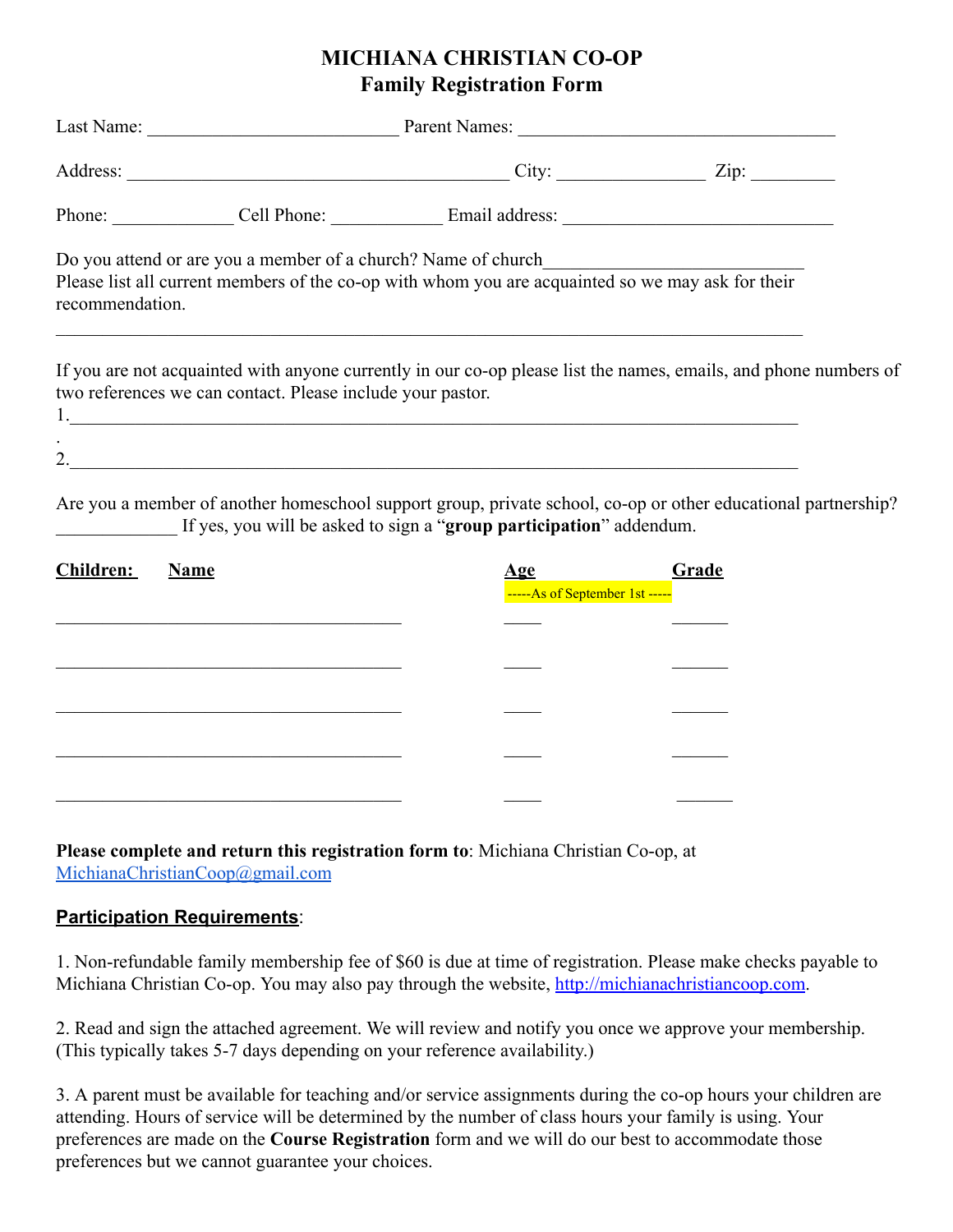# MICHIANA CHRISTIAN CO-OP
## Family Registration Form

Last Name: ___________________________ Parent Names: __________________________________

Address: _________________________________________ City: ________________ Zip: _________

Phone: _____________ Cell Phone: ____________ Email address: _____________________________

Do you attend or are you a member of a church? Name of church____________________________
Please list all current members of the co-op with whom you are acquainted so we may ask for their recommendation.

________________________________________________________________________________

If you are not acquainted with anyone currently in our co-op please list the names, emails, and phone numbers of two references we can contact. Please include your pastor.

1.______________________________________________________________________________
.
2.______________________________________________________________________________

Are you a member of another homeschool support group, private school, co-op or other educational partnership? _____________ If yes, you will be asked to sign a "**group participation**" addendum.

| Children: Name | Age (-----As of September 1st -----) | Grade |
|---|---|---|
| ______________________________________ | ____ | ______ |
| ______________________________________ | ____ | ______ |
| ______________________________________ | ____ | ______ |
| ______________________________________ | ____ | ______ |
| ______________________________________ | ____ | ______ |

**Please complete and return this registration form to**: Michiana Christian Co-op, at MichianaChristianCoop@gmail.com

### Participation Requirements:

1. Non-refundable family membership fee of $60 is due at time of registration. Please make checks payable to Michiana Christian Co-op. You may also pay through the website, http://michianachristiancoop.com.

2. Read and sign the attached agreement. We will review and notify you once we approve your membership. (This typically takes 5-7 days depending on your reference availability.)

3. A parent must be available for teaching and/or service assignments during the co-op hours your children are attending. Hours of service will be determined by the number of class hours your family is using. Your preferences are made on the **Course Registration** form and we will do our best to accommodate those preferences but we cannot guarantee your choices.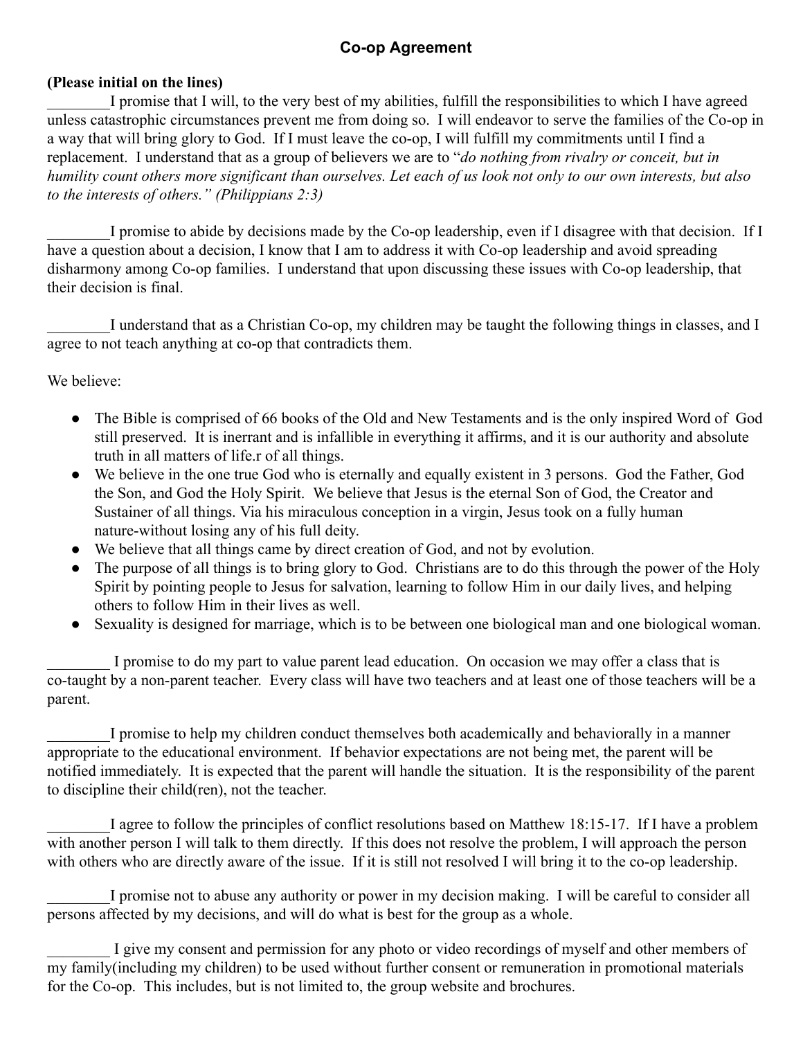## Co-op Agreement

**(Please initial on the lines)**

________I promise that I will, to the very best of my abilities, fulfill the responsibilities to which I have agreed unless catastrophic circumstances prevent me from doing so. I will endeavor to serve the families of the Co-op in a way that will bring glory to God. If I must leave the co-op, I will fulfill my commitments until I find a replacement. I understand that as a group of believers we are to "*do nothing from rivalry or conceit, but in humility count others more significant than ourselves. Let each of us look not only to our own interests, but also to the interests of others." (Philippians 2:3)*

________I promise to abide by decisions made by the Co-op leadership, even if I disagree with that decision. If I have a question about a decision, I know that I am to address it with Co-op leadership and avoid spreading disharmony among Co-op families. I understand that upon discussing these issues with Co-op leadership, that their decision is final.

________I understand that as a Christian Co-op, my children may be taught the following things in classes, and I agree to not teach anything at co-op that contradicts them.

We believe:

- The Bible is comprised of 66 books of the Old and New Testaments and is the only inspired Word of God still preserved. It is inerrant and is infallible in everything it affirms, and it is our authority and absolute truth in all matters of life.r of all things.
- We believe in the one true God who is eternally and equally existent in 3 persons. God the Father, God the Son, and God the Holy Spirit. We believe that Jesus is the eternal Son of God, the Creator and Sustainer of all things. Via his miraculous conception in a virgin, Jesus took on a fully human nature-without losing any of his full deity.
- We believe that all things came by direct creation of God, and not by evolution.
- The purpose of all things is to bring glory to God. Christians are to do this through the power of the Holy Spirit by pointing people to Jesus for salvation, learning to follow Him in our daily lives, and helping others to follow Him in their lives as well.
- Sexuality is designed for marriage, which is to be between one biological man and one biological woman.

________ I promise to do my part to value parent lead education. On occasion we may offer a class that is co-taught by a non-parent teacher. Every class will have two teachers and at least one of those teachers will be a parent.

________I promise to help my children conduct themselves both academically and behaviorally in a manner appropriate to the educational environment. If behavior expectations are not being met, the parent will be notified immediately. It is expected that the parent will handle the situation. It is the responsibility of the parent to discipline their child(ren), not the teacher.

________I agree to follow the principles of conflict resolutions based on Matthew 18:15-17. If I have a problem with another person I will talk to them directly. If this does not resolve the problem, I will approach the person with others who are directly aware of the issue. If it is still not resolved I will bring it to the co-op leadership.

________I promise not to abuse any authority or power in my decision making. I will be careful to consider all persons affected by my decisions, and will do what is best for the group as a whole.

________ I give my consent and permission for any photo or video recordings of myself and other members of my family(including my children) to be used without further consent or remuneration in promotional materials for the Co-op. This includes, but is not limited to, the group website and brochures.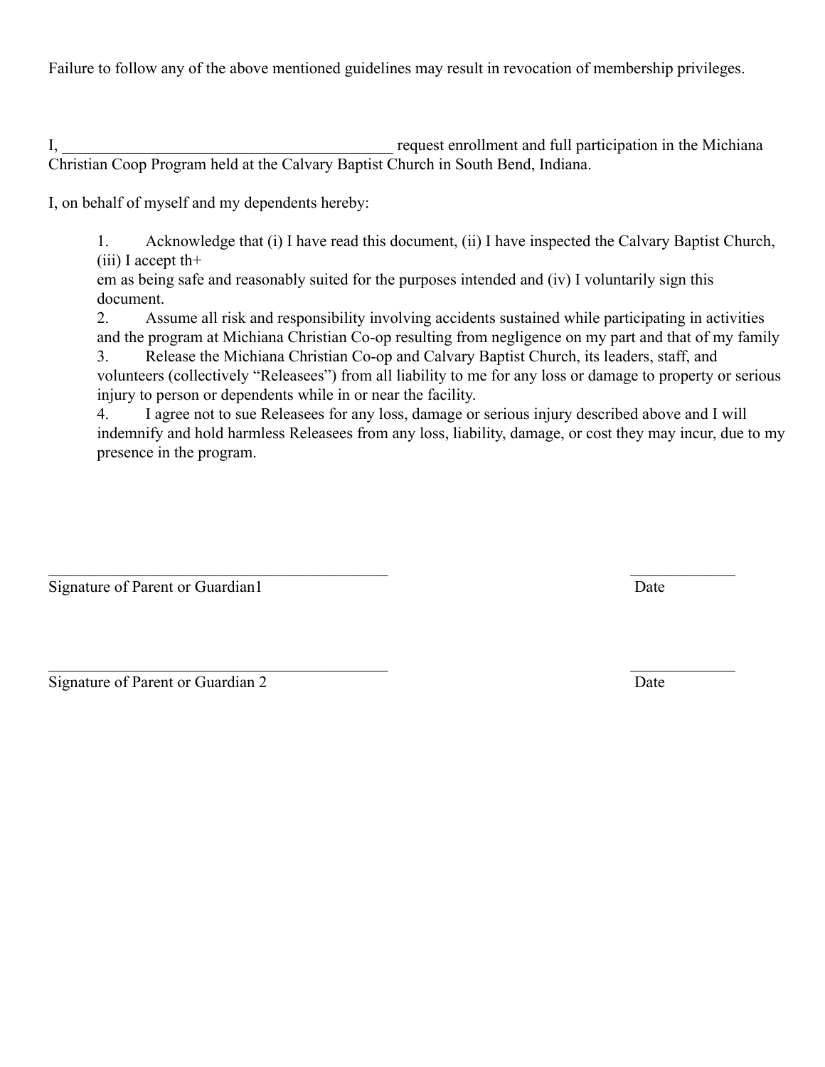Failure to follow any of the above mentioned guidelines may result in revocation of membership privileges.

I, __________________________________________ request enrollment and full participation in the Michiana Christian Coop Program held at the Calvary Baptist Church in South Bend, Indiana.

I, on behalf of myself and my dependents hereby:

1. Acknowledge that (i) I have read this document, (ii) I have inspected the Calvary Baptist Church, (iii) I accept th+
em as being safe and reasonably suited for the purposes intended and (iv) I voluntarily sign this document.
2. Assume all risk and responsibility involving accidents sustained while participating in activities and the program at Michiana Christian Co-op resulting from negligence on my part and that of my family
3. Release the Michiana Christian Co-op and Calvary Baptist Church, its leaders, staff, and volunteers (collectively "Releasees") from all liability to me for any loss or damage to property or serious injury to person or dependents while in or near the facility.
4. I agree not to sue Releasees for any loss, damage or serious injury described above and I will indemnify and hold harmless Releasees from any loss, liability, damage, or cost they may incur, due to my presence in the program.

___________________________________________ _____________
Signature of Parent or Guardian1 Date

___________________________________________ _____________
Signature of Parent or Guardian 2 Date